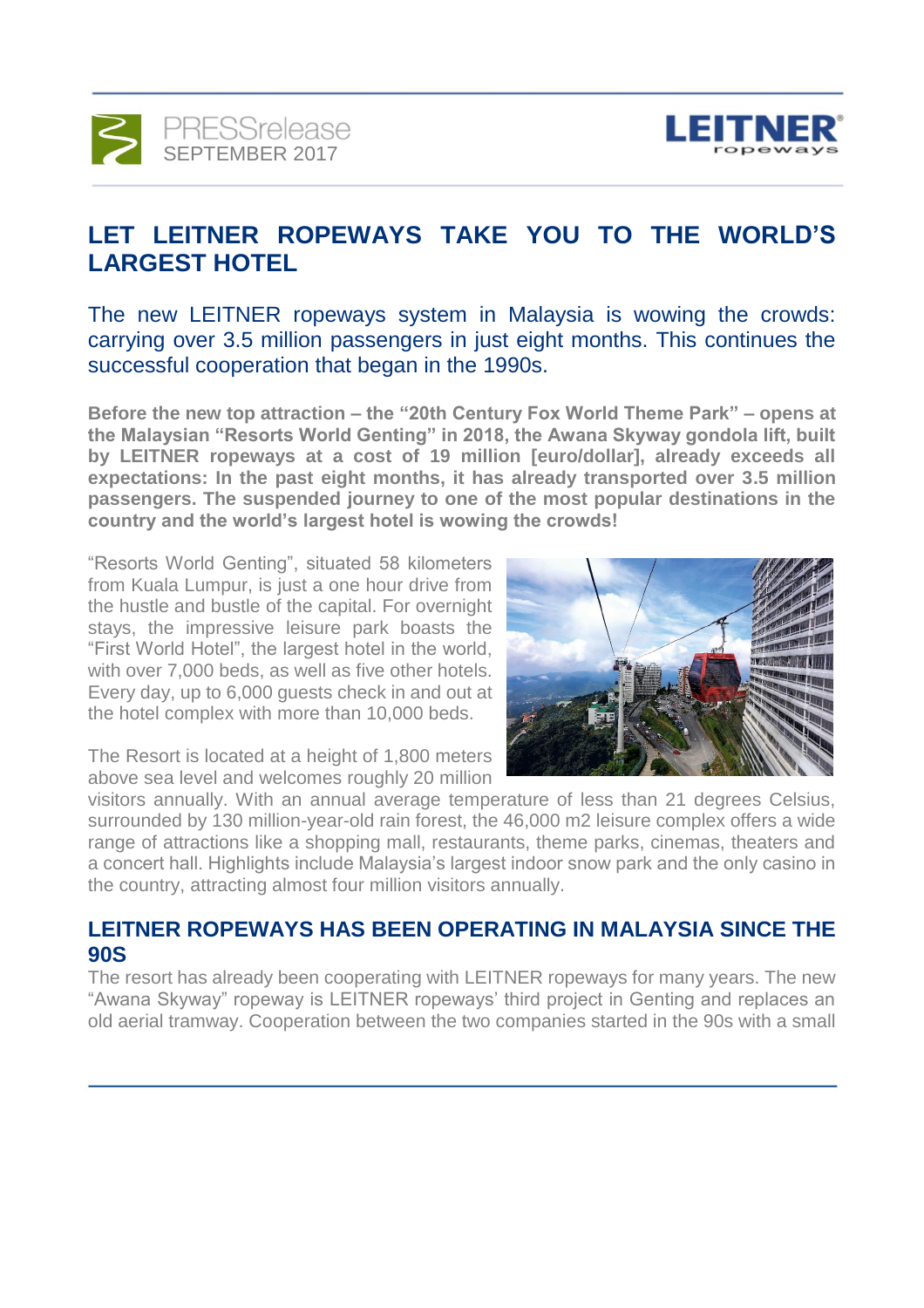PRESSrelease
SEPTEMBER 2017

# LET LEITNER ROPEWAYS TAKE YOU TO THE WORLD'S LARGEST HOTEL

The new LEITNER ropeways system in Malaysia is wowing the crowds: carrying over 3.5 million passengers in just eight months. This continues the successful cooperation that began in the 1990s.

**Before the new top attraction – the "20th Century Fox World Theme Park" – opens at the Malaysian "Resorts World Genting" in 2018, the Awana Skyway gondola lift, built by LEITNER ropeways at a cost of 19 million [euro/dollar], already exceeds all expectations: In the past eight months, it has already transported over 3.5 million passengers. The suspended journey to one of the most popular destinations in the country and the world's largest hotel is wowing the crowds!**

"Resorts World Genting", situated 58 kilometers from Kuala Lumpur, is just a one hour drive from the hustle and bustle of the capital. For overnight stays, the impressive leisure park boasts the "First World Hotel", the largest hotel in the world, with over 7,000 beds, as well as five other hotels. Every day, up to 6,000 guests check in and out at the hotel complex with more than 10,000 beds.

The Resort is located at a height of 1,800 meters above sea level and welcomes roughly 20 million visitors annually. With an annual average temperature of less than 21 degrees Celsius, surrounded by 130 million-year-old rain forest, the 46,000 m2 leisure complex offers a wide range of attractions like a shopping mall, restaurants, theme parks, cinemas, theaters and a concert hall. Highlights include Malaysia's largest indoor snow park and the only casino in the country, attracting almost four million visitors annually.

## LEITNER ROPEWAYS HAS BEEN OPERATING IN MALAYSIA SINCE THE 90S

The resort has already been cooperating with LEITNER ropeways for many years. The new "Awana Skyway" ropeway is LEITNER ropeways' third project in Genting and replaces an old aerial tramway. Cooperation between the two companies started in the 90s with a small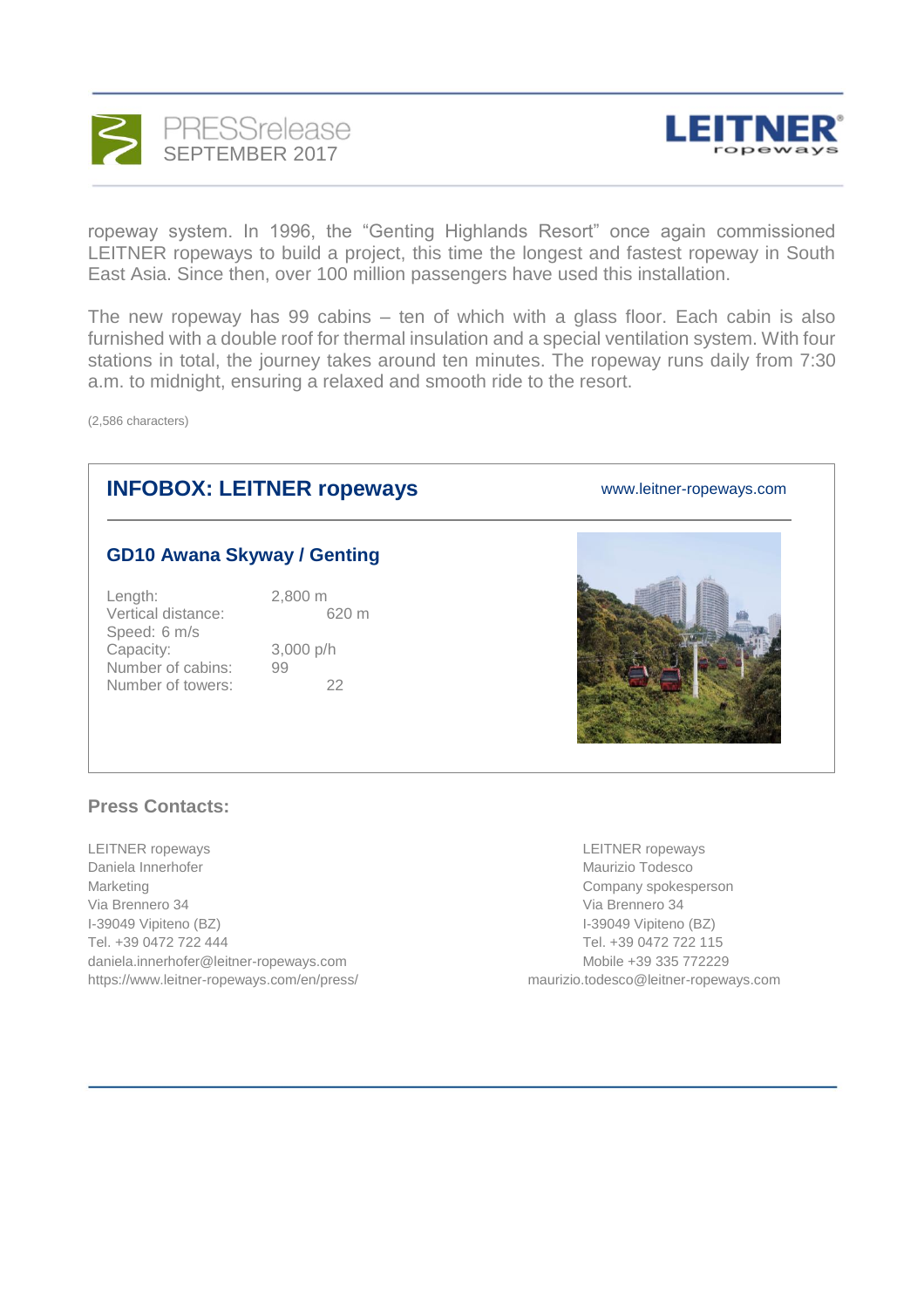ropeway system. In 1996, the "Genting Highlands Resort" once again commissioned LEITNER ropeways to build a project, this time the longest and fastest ropeway in South East Asia. Since then, over 100 million passengers have used this installation.

The new ropeway has 99 cabins – ten of which with a glass floor. Each cabin is also furnished with a double roof for thermal insulation and a special ventilation system. With four stations in total, the journey takes around ten minutes. The ropeway runs daily from 7:30 a.m. to midnight, ensuring a relaxed and smooth ride to the resort.

(2,586 characters)

## INFOBOX: LEITNER ropeways

www.leitner-ropeways.com

### GD10 Awana Skyway / Genting

| | |
|---|---|
| Length: | 2,800 m |
| Vertical distance: | 620 m |
| Speed: | 6 m/s |
| Capacity: | 3,000 p/h |
| Number of cabins: | 99 |
| Number of towers: | 22 |

### Press Contacts:

LEITNER ropeways
Daniela Innerhofer
Marketing
Via Brennero 34
I-39049 Vipiteno (BZ)
Tel. +39 0472 722 444
daniela.innerhofer@leitner-ropeways.com
https://www.leitner-ropeways.com/en/press/

LEITNER ropeways
Maurizio Todesco
Company spokesperson
Via Brennero 34
I-39049 Vipiteno (BZ)
Tel. +39 0472 722 115
Mobile +39 335 772229
maurizio.todesco@leitner-ropeways.com